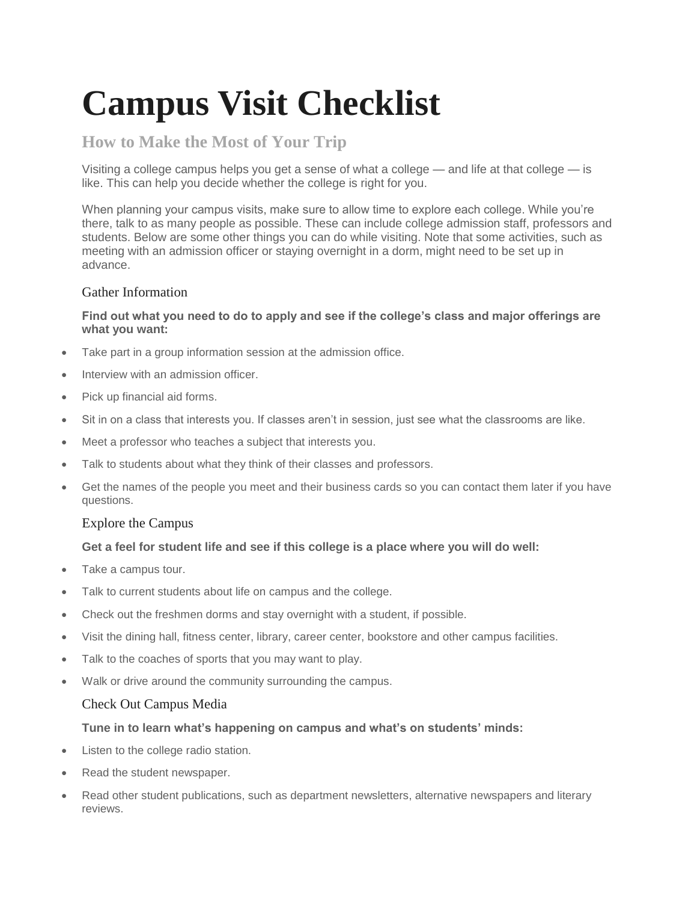# Campus Visit Checklist

## How to Make the Most of Your Trip

Visiting a college campus helps you get a sense of what a college — and life at that college — is like. This can help you decide whether the college is right for you.

When planning your campus visits, make sure to allow time to explore each college. While you're there, talk to as many people as possible. These can include college admission staff, professors and students. Below are some other things you can do while visiting. Note that some activities, such as meeting with an admission officer or staying overnight in a dorm, might need to be set up in advance.

### Gather Information

**Find out what you need to do to apply and see if the college's class and major offerings are what you want:**

- Take part in a group information session at the admission office.
- Interview with an admission officer.
- Pick up financial aid forms.
- Sit in on a class that interests you. If classes aren't in session, just see what the classrooms are like.
- Meet a professor who teaches a subject that interests you.
- Talk to students about what they think of their classes and professors.
- Get the names of the people you meet and their business cards so you can contact them later if you have questions.

### Explore the Campus

**Get a feel for student life and see if this college is a place where you will do well:**

- Take a campus tour.
- Talk to current students about life on campus and the college.
- Check out the freshmen dorms and stay overnight with a student, if possible.
- Visit the dining hall, fitness center, library, career center, bookstore and other campus facilities.
- Talk to the coaches of sports that you may want to play.
- Walk or drive around the community surrounding the campus.

### Check Out Campus Media

**Tune in to learn what's happening on campus and what's on students' minds:**

- Listen to the college radio station.
- Read the student newspaper.
- Read other student publications, such as department newsletters, alternative newspapers and literary reviews.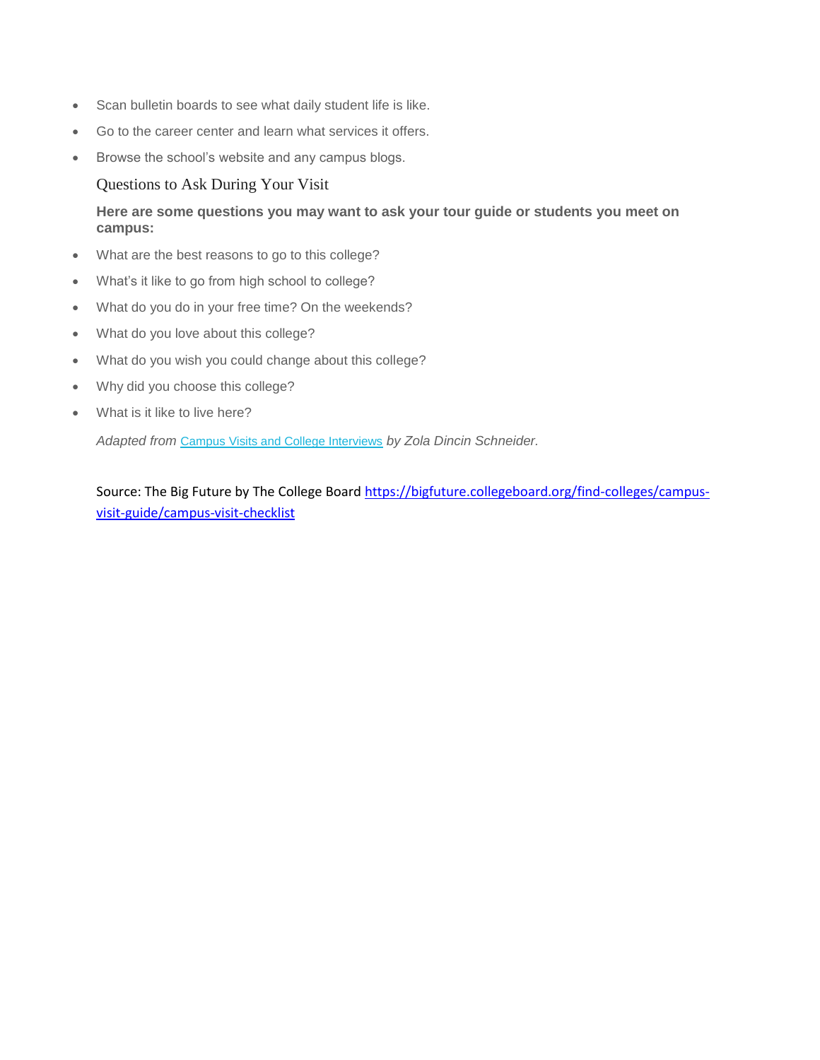- Scan bulletin boards to see what daily student life is like.
- Go to the career center and learn what services it offers.
- Browse the school's website and any campus blogs.

## Questions to Ask During Your Visit

**Here are some questions you may want to ask your tour guide or students you meet on campus:**

- What are the best reasons to go to this college?
- What's it like to go from high school to college?
- What do you do in your free time? On the weekends?
- What do you love about this college?
- What do you wish you could change about this college?
- Why did you choose this college?
- What is it like to live here?

*Adapted from* [Campus Visits and College Interviews]() *by Zola Dincin Schneider.*

Source: The Big Future by The College Board https://bigfuture.collegeboard.org/find-colleges/campus-visit-guide/campus-visit-checklist